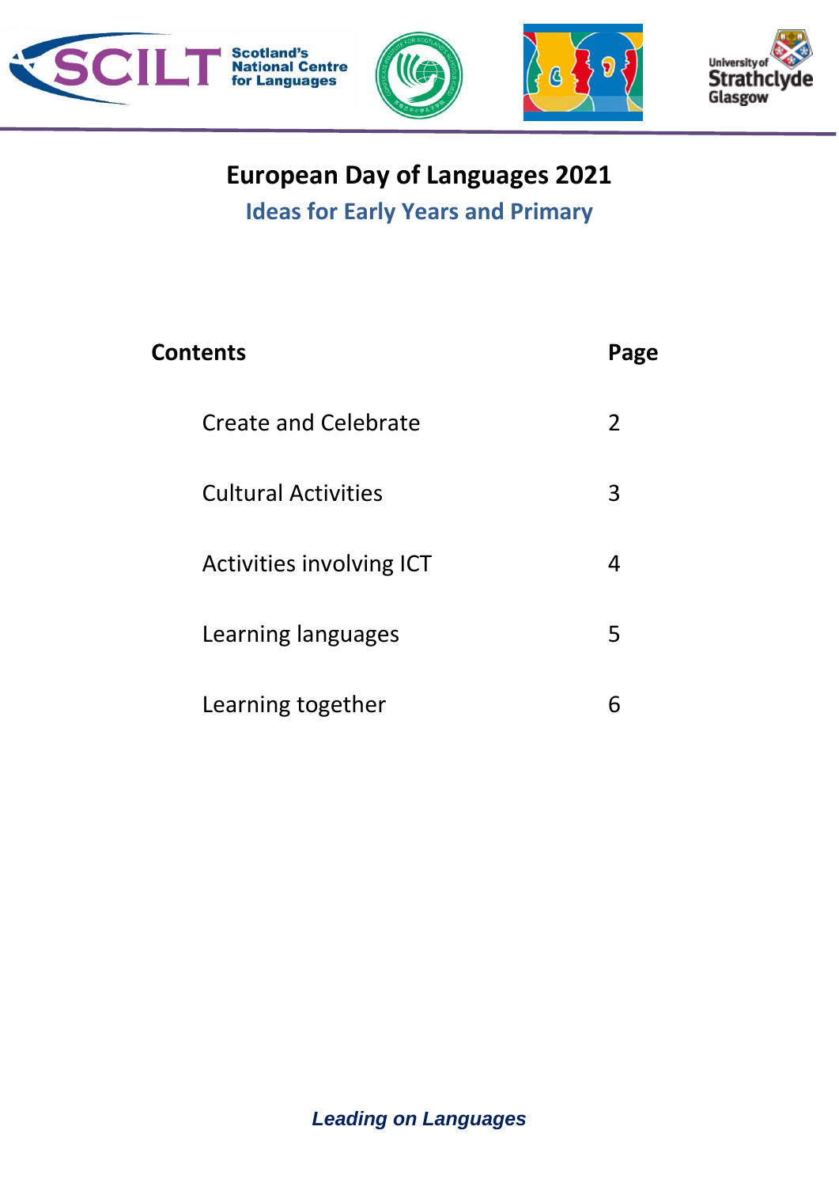# European Day of Languages 2021

## Ideas for Early Years and Primary

| Contents | Page |
| --- | --- |
| Create and Celebrate | 2 |
| Cultural Activities | 3 |
| Activities involving ICT | 4 |
| Learning languages | 5 |
| Learning together | 6 |

***Leading on Languages***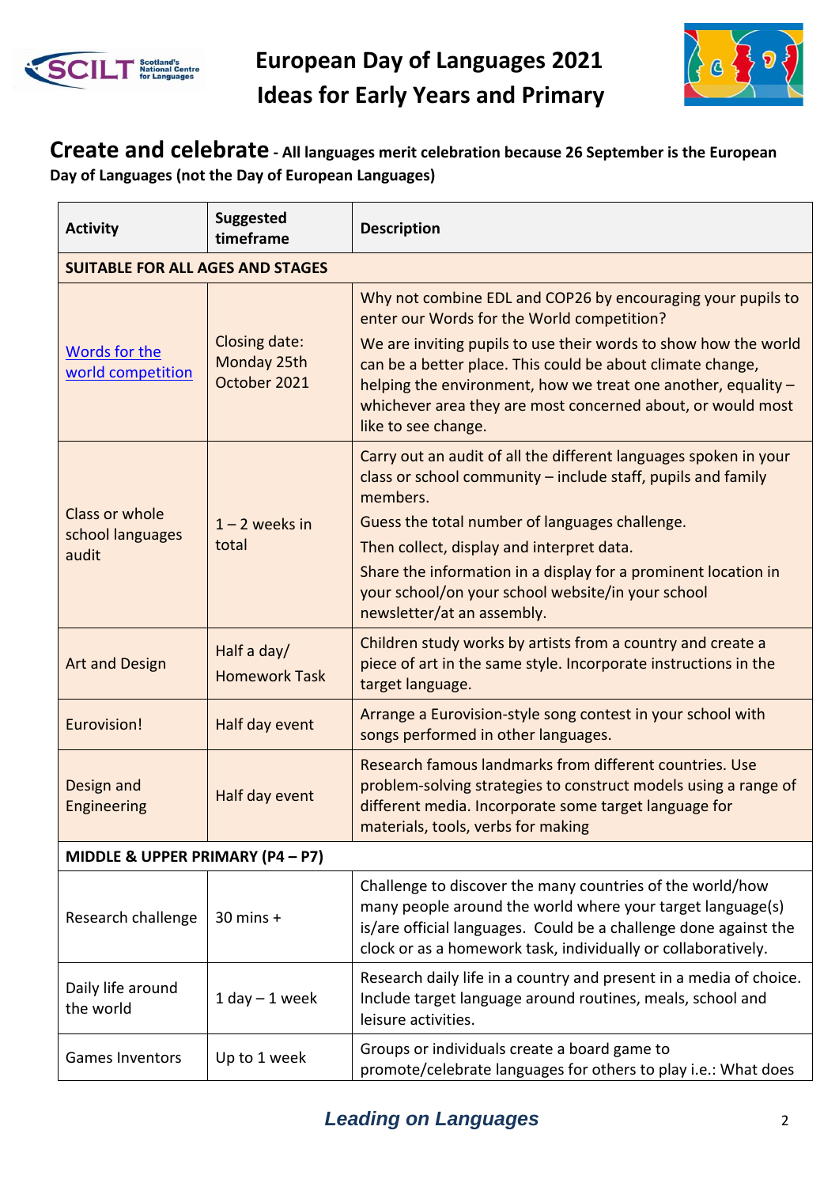# European Day of Languages 2021
# Ideas for Early Years and Primary

## Create and celebrate - All languages merit celebration because 26 September is the European Day of Languages (not the Day of European Languages)

| Activity | Suggested timeframe | Description |
|---|---|---|
| **SUITABLE FOR ALL AGES AND STAGES** | | |
| Words for the world competition | Closing date: Monday 25th October 2021 | Why not combine EDL and COP26 by encouraging your pupils to enter our Words for the World competition?<br>We are inviting pupils to use their words to show how the world can be a better place. This could be about climate change, helping the environment, how we treat one another, equality – whichever area they are most concerned about, or would most like to see change. |
| Class or whole school languages audit | 1 – 2 weeks in total | Carry out an audit of all the different languages spoken in your class or school community – include staff, pupils and family members.<br>Guess the total number of languages challenge.<br>Then collect, display and interpret data.<br>Share the information in a display for a prominent location in your school/on your school website/in your school newsletter/at an assembly. |
| Art and Design | Half a day/ Homework Task | Children study works by artists from a country and create a piece of art in the same style. Incorporate instructions in the target language. |
| Eurovision! | Half day event | Arrange a Eurovision-style song contest in your school with songs performed in other languages. |
| Design and Engineering | Half day event | Research famous landmarks from different countries. Use problem-solving strategies to construct models using a range of different media. Incorporate some target language for materials, tools, verbs for making |
| **MIDDLE & UPPER PRIMARY (P4 – P7)** | | |
| Research challenge | 30 mins + | Challenge to discover the many countries of the world/how many people around the world where your target language(s) is/are official languages. Could be a challenge done against the clock or as a homework task, individually or collaboratively. |
| Daily life around the world | 1 day – 1 week | Research daily life in a country and present in a media of choice. Include target language around routines, meals, school and leisure activities. |
| Games Inventors | Up to 1 week | Groups or individuals create a board game to promote/celebrate languages for others to play i.e.: What does |

*Leading on Languages*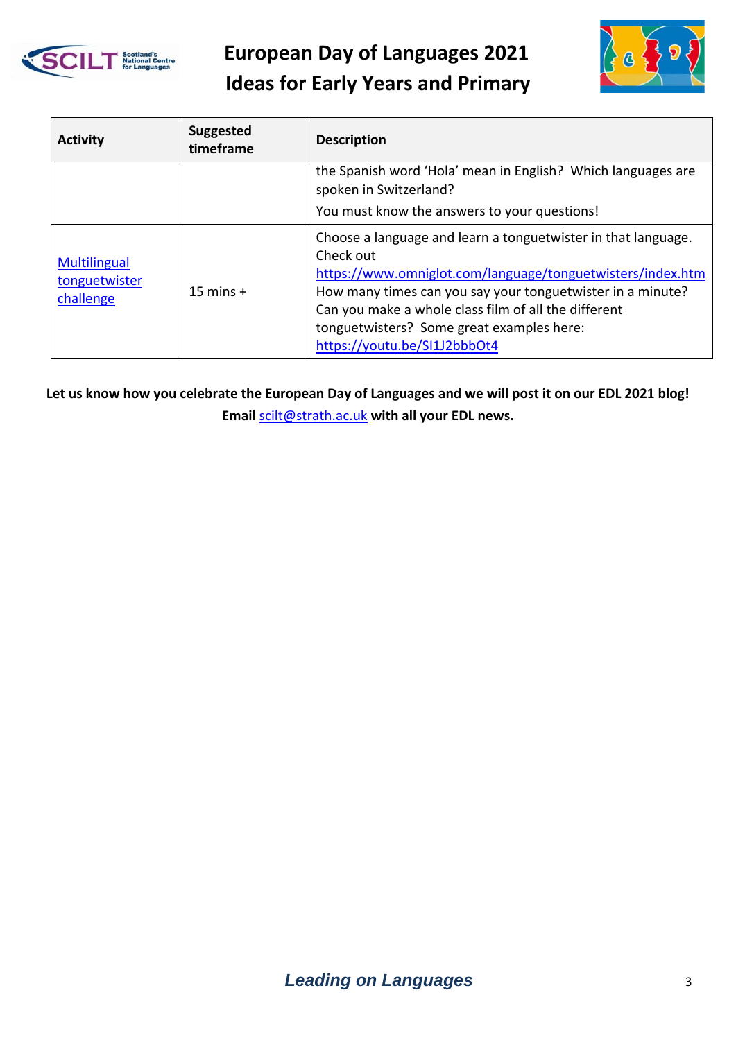| Activity | Suggested timeframe | Description |
|---|---|---|
| | | the Spanish word 'Hola' mean in English? Which languages are spoken in Switzerland?<br>You must know the answers to your questions! |
| Multilingual tonguetwister challenge | 15 mins + | Choose a language and learn a tonguetwister in that language. Check out https://www.omniglot.com/language/tonguetwisters/index.htm How many times can you say your tonguetwister in a minute? Can you make a whole class film of all the different tonguetwisters? Some great examples here: https://youtu.be/SI1J2bbbOt4 |

**Let us know how you celebrate the European Day of Languages and we will post it on our EDL 2021 blog! Email scilt@strath.ac.uk with all your EDL news.**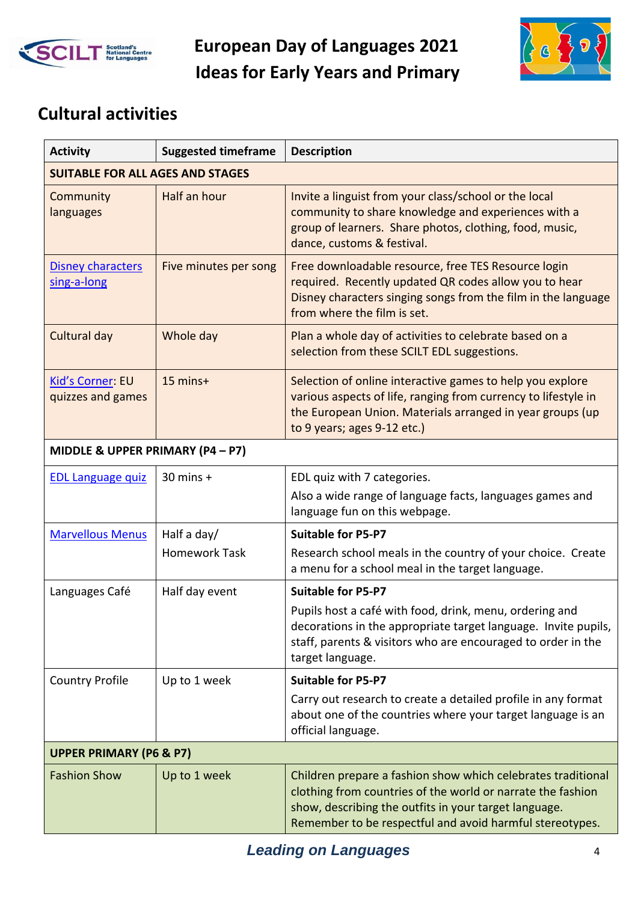## Cultural activities

| Activity | Suggested timeframe | Description |
|---|---|---|
| **SUITABLE FOR ALL AGES AND STAGES** | | |
| Community languages | Half an hour | Invite a linguist from your class/school or the local community to share knowledge and experiences with a group of learners. Share photos, clothing, food, music, dance, customs & festival. |
| Disney characters sing-a-long | Five minutes per song | Free downloadable resource, free TES Resource login required. Recently updated QR codes allow you to hear Disney characters singing songs from the film in the language from where the film is set. |
| Cultural day | Whole day | Plan a whole day of activities to celebrate based on a selection from these SCILT EDL suggestions. |
| Kid's Corner: EU quizzes and games | 15 mins+ | Selection of online interactive games to help you explore various aspects of life, ranging from currency to lifestyle in the European Union. Materials arranged in year groups (up to 9 years; ages 9-12 etc.) |
| **MIDDLE & UPPER PRIMARY (P4 – P7)** | | |
| EDL Language quiz | 30 mins + | EDL quiz with 7 categories. Also a wide range of language facts, languages games and language fun on this webpage. |
| Marvellous Menus | Half a day/ Homework Task | **Suitable for P5-P7** Research school meals in the country of your choice. Create a menu for a school meal in the target language. |
| Languages Café | Half day event | **Suitable for P5-P7** Pupils host a café with food, drink, menu, ordering and decorations in the appropriate target language. Invite pupils, staff, parents & visitors who are encouraged to order in the target language. |
| Country Profile | Up to 1 week | **Suitable for P5-P7** Carry out research to create a detailed profile in any format about one of the countries where your target language is an official language. |
| **UPPER PRIMARY (P6 & P7)** | | |
| Fashion Show | Up to 1 week | Children prepare a fashion show which celebrates traditional clothing from countries of the world or narrate the fashion show, describing the outfits in your target language. Remember to be respectful and avoid harmful stereotypes. |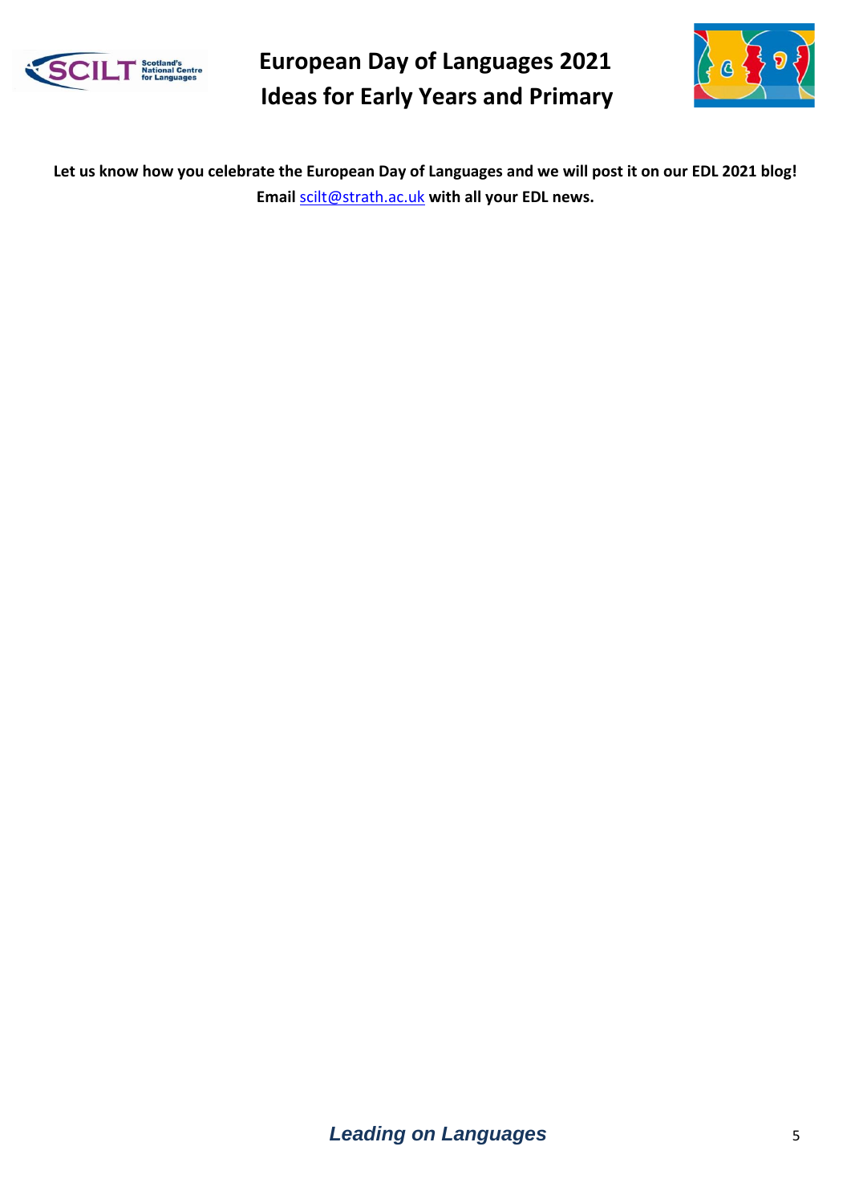**Let us know how you celebrate the European Day of Languages and we will post it on our EDL 2021 blog! Email scilt@strath.ac.uk with all your EDL news.**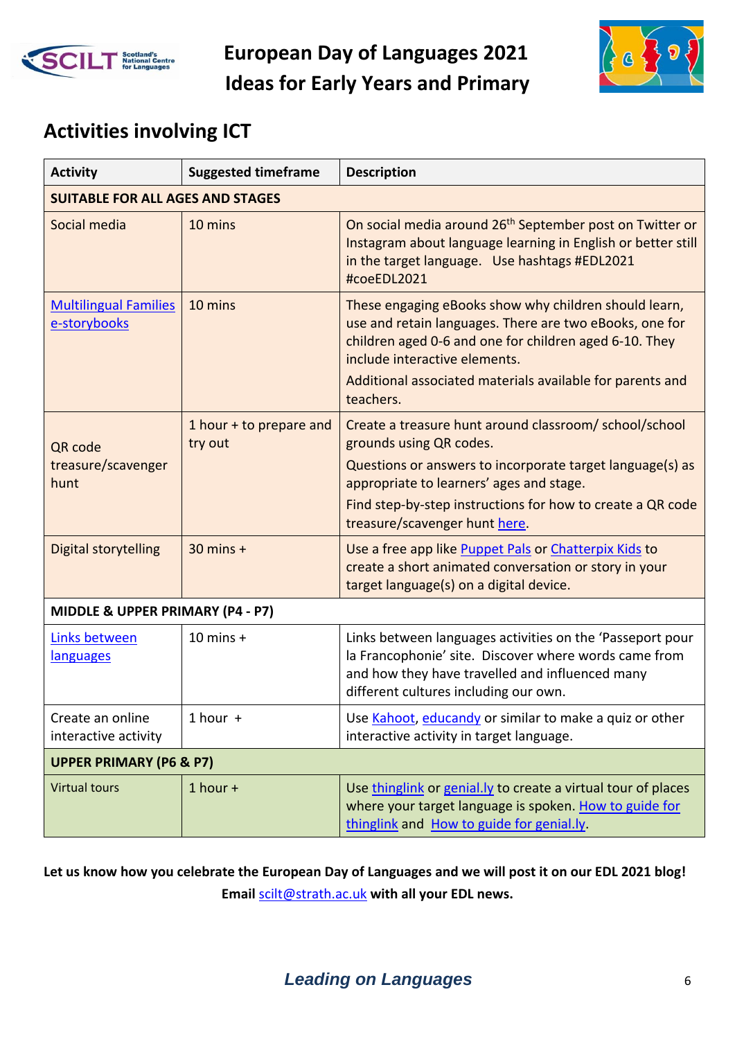# European Day of Languages 2021
# Ideas for Early Years and Primary

## Activities involving ICT

| Activity | Suggested timeframe | Description |
|---|---|---|
| **SUITABLE FOR ALL AGES AND STAGES** | | |
| Social media | 10 mins | On social media around 26th September post on Twitter or Instagram about language learning in English or better still in the target language. Use hashtags #EDL2021 #coeEDL2021 |
| Multilingual Families e-storybooks | 10 mins | These engaging eBooks show why children should learn, use and retain languages. There are two eBooks, one for children aged 0-6 and one for children aged 6-10. They include interactive elements.<br>Additional associated materials available for parents and teachers. |
| QR code treasure/scavenger hunt | 1 hour + to prepare and try out | Create a treasure hunt around classroom/ school/school grounds using QR codes.<br>Questions or answers to incorporate target language(s) as appropriate to learners' ages and stage.<br>Find step-by-step instructions for how to create a QR code treasure/scavenger hunt here. |
| Digital storytelling | 30 mins + | Use a free app like Puppet Pals or Chatterpix Kids to create a short animated conversation or story in your target language(s) on a digital device. |
| **MIDDLE & UPPER PRIMARY (P4 - P7)** | | |
| Links between languages | 10 mins + | Links between languages activities on the 'Passeport pour la Francophonie' site. Discover where words came from and how they have travelled and influenced many different cultures including our own. |
| Create an online interactive activity | 1 hour + | Use Kahoot, educandy or similar to make a quiz or other interactive activity in target language. |
| **UPPER PRIMARY (P6 & P7)** | | |
| Virtual tours | 1 hour + | Use thinglink or genial.ly to create a virtual tour of places where your target language is spoken. How to guide for thinglink and How to guide for genial.ly. |

**Let us know how you celebrate the European Day of Languages and we will post it on our EDL 2021 blog! Email scilt@strath.ac.uk with all your EDL news.**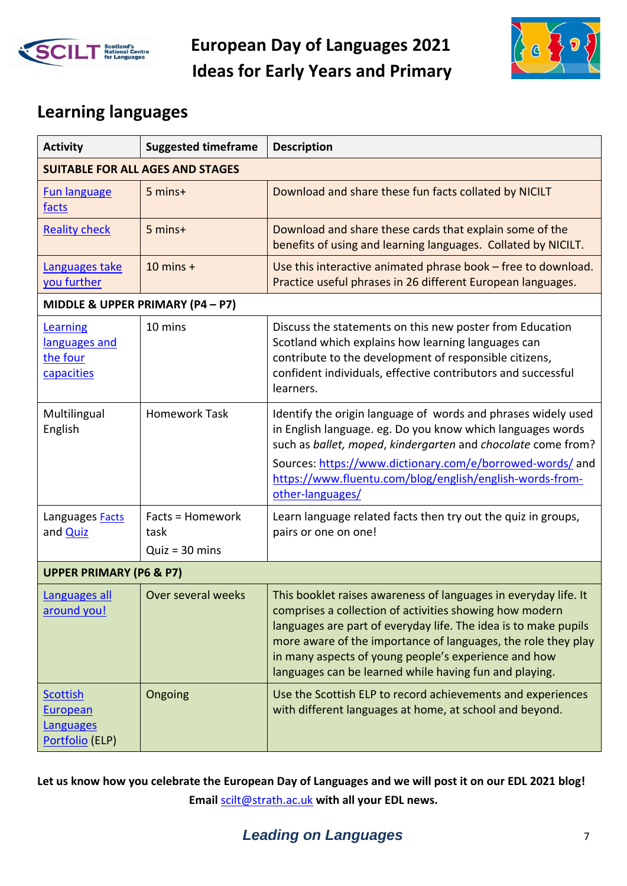# European Day of Languages 2021
# Ideas for Early Years and Primary

## Learning languages

| Activity | Suggested timeframe | Description |
|---|---|---|
| **SUITABLE FOR ALL AGES AND STAGES** | | |
| Fun language facts | 5 mins+ | Download and share these fun facts collated by NICILT |
| Reality check | 5 mins+ | Download and share these cards that explain some of the benefits of using and learning languages. Collated by NICILT. |
| Languages take you further | 10 mins + | Use this interactive animated phrase book – free to download. Practice useful phrases in 26 different European languages. |
| **MIDDLE & UPPER PRIMARY (P4 – P7)** | | |
| Learning languages and the four capacities | 10 mins | Discuss the statements on this new poster from Education Scotland which explains how learning languages can contribute to the development of responsible citizens, confident individuals, effective contributors and successful learners. |
| Multilingual English | Homework Task | Identify the origin language of words and phrases widely used in English language. eg. Do you know which languages words such as *ballet, moped*, *kindergarten* and *chocolate* come from? Sources: https://www.dictionary.com/e/borrowed-words/ and https://www.fluentu.com/blog/english/english-words-from-other-languages/ |
| Languages Facts and Quiz | Facts = Homework task<br>Quiz = 30 mins | Learn language related facts then try out the quiz in groups, pairs or one on one! |
| **UPPER PRIMARY (P6 & P7)** | | |
| Languages all around you! | Over several weeks | This booklet raises awareness of languages in everyday life. It comprises a collection of activities showing how modern languages are part of everyday life. The idea is to make pupils more aware of the importance of languages, the role they play in many aspects of young people's experience and how languages can be learned while having fun and playing. |
| Scottish European Languages Portfolio (ELP) | Ongoing | Use the Scottish ELP to record achievements and experiences with different languages at home, at school and beyond. |

**Let us know how you celebrate the European Day of Languages and we will post it on our EDL 2021 blog! Email scilt@strath.ac.uk with all your EDL news.**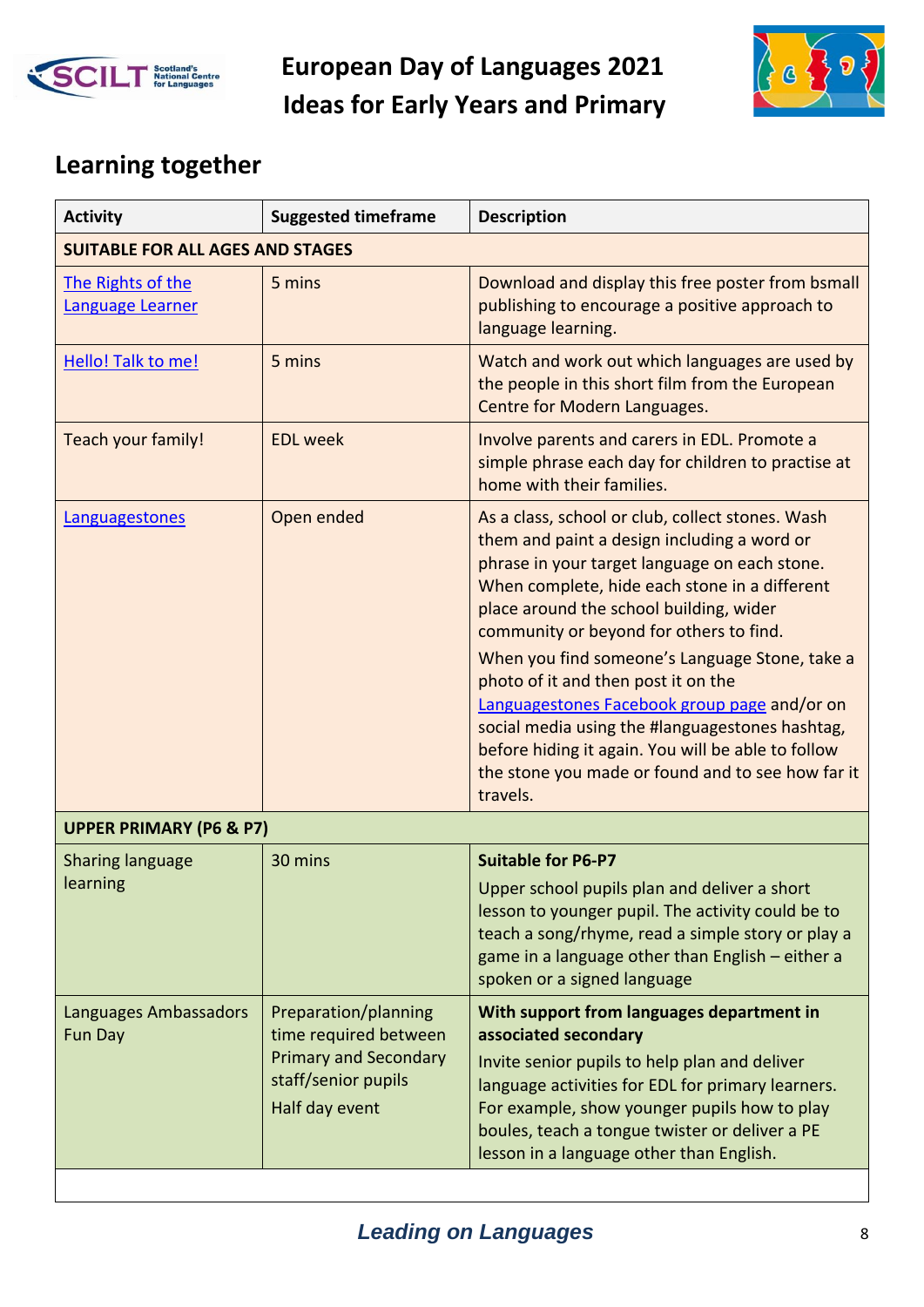## Learning together

| Activity | Suggested timeframe | Description |
|---|---|---|
| **SUITABLE FOR ALL AGES AND STAGES** | | |
| The Rights of the Language Learner | 5 mins | Download and display this free poster from bsmall publishing to encourage a positive approach to language learning. |
| Hello! Talk to me! | 5 mins | Watch and work out which languages are used by the people in this short film from the European Centre for Modern Languages. |
| Teach your family! | EDL week | Involve parents and carers in EDL. Promote a simple phrase each day for children to practise at home with their families. |
| Languagestones | Open ended | As a class, school or club, collect stones. Wash them and paint a design including a word or phrase in your target language on each stone. When complete, hide each stone in a different place around the school building, wider community or beyond for others to find.<br>When you find someone's Language Stone, take a photo of it and then post it on the Languagestones Facebook group page and/or on social media using the #languagestones hashtag, before hiding it again. You will be able to follow the stone you made or found and to see how far it travels. |
| **UPPER PRIMARY (P6 & P7)** | | |
| Sharing language learning | 30 mins | **Suitable for P6-P7**<br>Upper school pupils plan and deliver a short lesson to younger pupil. The activity could be to teach a song/rhyme, read a simple story or play a game in a language other than English – either a spoken or a signed language |
| Languages Ambassadors Fun Day | Preparation/planning time required between Primary and Secondary staff/senior pupils<br>Half day event | **With support from languages department in associated secondary**<br>Invite senior pupils to help plan and deliver language activities for EDL for primary learners. For example, show younger pupils how to play boules, teach a tongue twister or deliver a PE lesson in a language other than English. |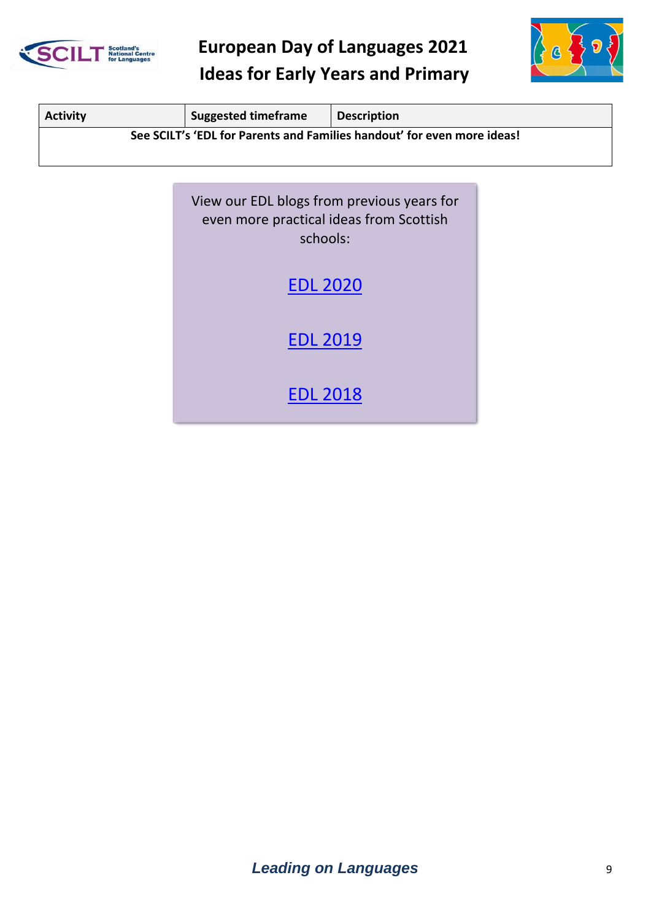# European Day of Languages 2021
## Ideas for Early Years and Primary

| Activity | Suggested timeframe | Description |
|---|---|---|
| **See SCILT's 'EDL for Parents and Families handout' for even more ideas!** | | |

View our EDL blogs from previous years for even more practical ideas from Scottish schools:

EDL 2020

EDL 2019

EDL 2018

***Leading on Languages***